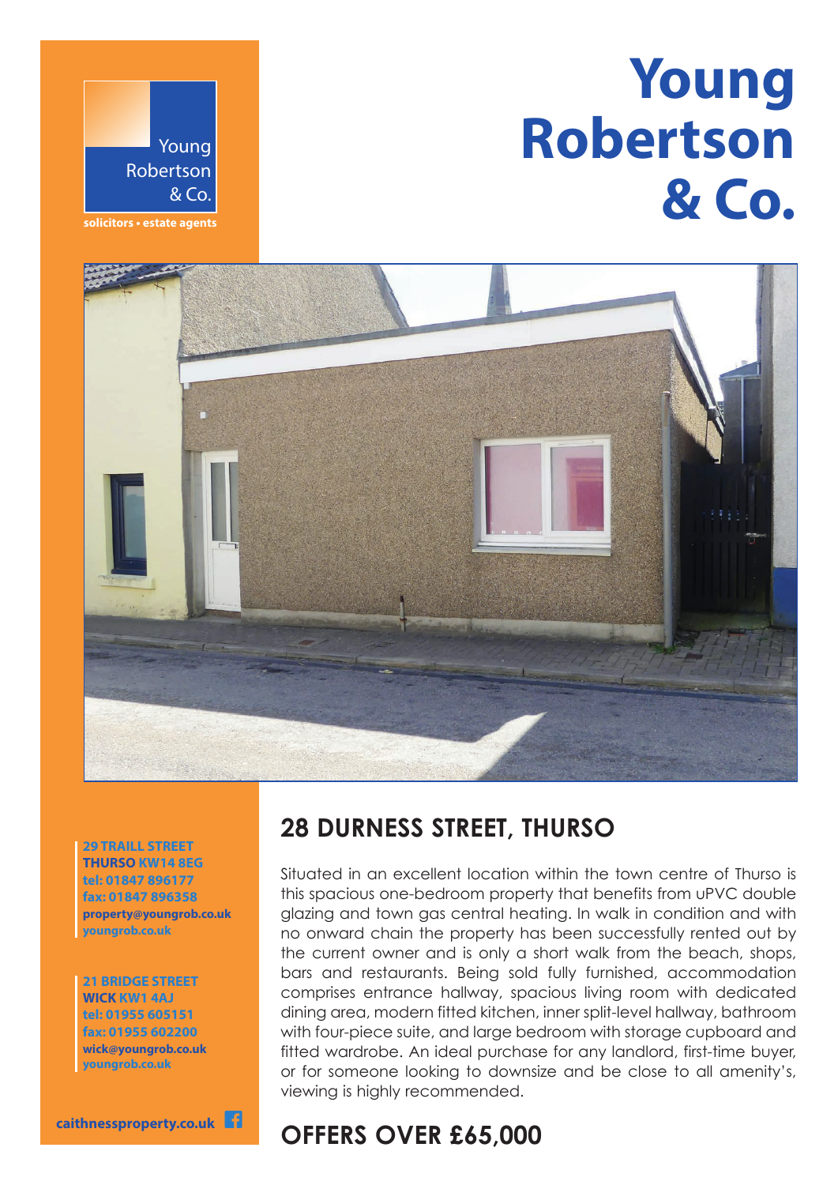Young Robertson & Co.

solicitors • estate agents

# Young Robertson & Co.

## 28 DURNESS STREET, THURSO

Situated in an excellent location within the town centre of Thurso is this spacious one-bedroom property that benefits from uPVC double glazing and town gas central heating. In walk in condition and with no onward chain the property has been successfully rented out by the current owner and is only a short walk from the beach, shops, bars and restaurants. Being sold fully furnished, accommodation comprises entrance hallway, spacious living room with dedicated dining area, modern fitted kitchen, inner split-level hallway, bathroom with four-piece suite, and large bedroom with storage cupboard and fitted wardrobe. An ideal purchase for any landlord, first-time buyer, or for someone looking to downsize and be close to all amenity's, viewing is highly recommended.

## OFFERS OVER £65,000

**29 TRAILL STREET**
**THURSO KW14 8EG**
tel: 01847 896177
fax: 01847 896358
property@youngrob.co.uk
youngrob.co.uk

**21 BRIDGE STREET**
**WICK KW1 4AJ**
tel: 01955 605151
fax: 01955 602200
wick@youngrob.co.uk
youngrob.co.uk

caithnessproperty.co.uk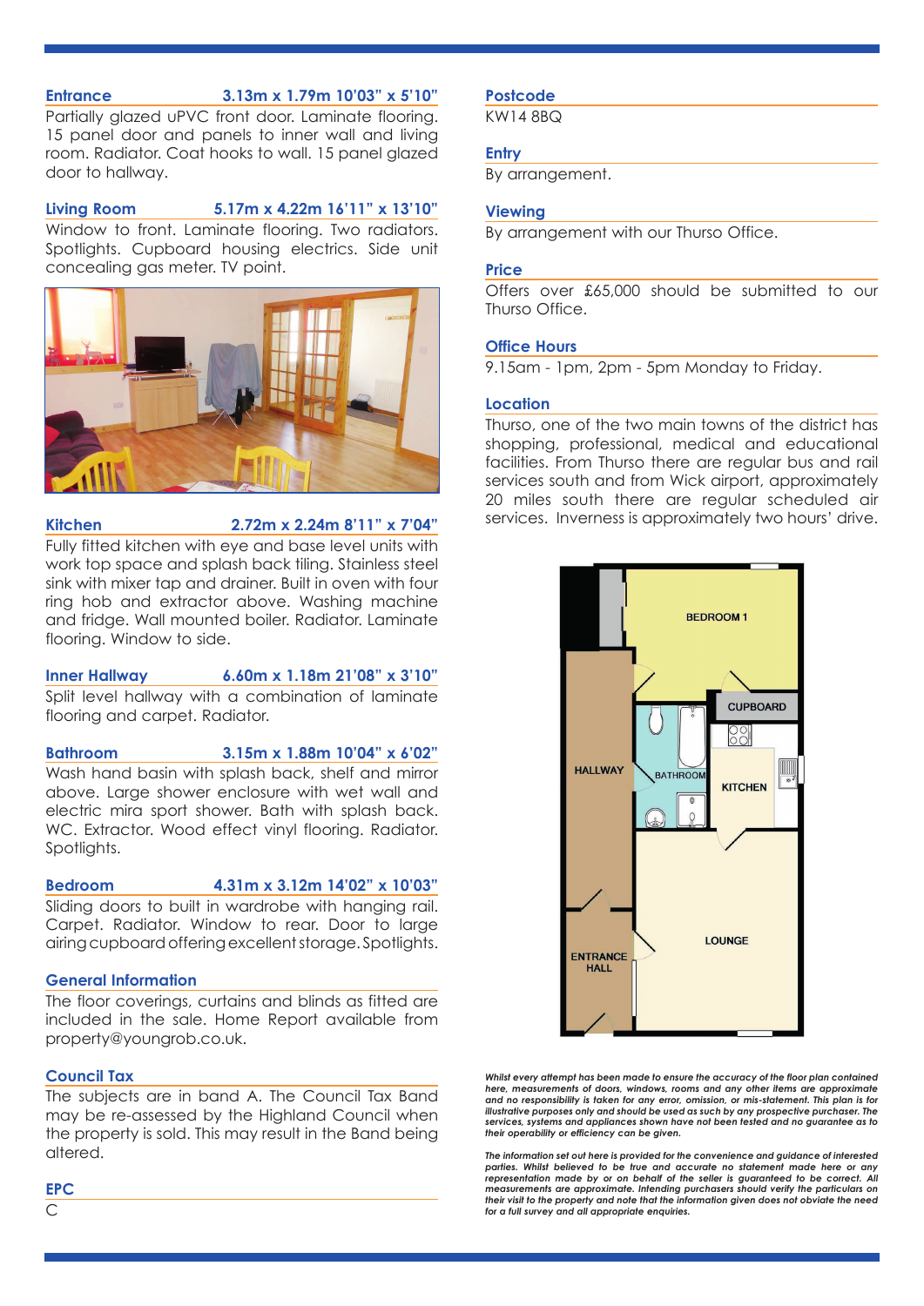## Entrance 3.13m x 1.79m 10'03" x 5'10"

Partially glazed uPVC front door. Laminate flooring. 15 panel door and panels to inner wall and living room. Radiator. Coat hooks to wall. 15 panel glazed door to hallway.

## Living Room 5.17m x 4.22m 16'11" x 13'10"

Window to front. Laminate flooring. Two radiators. Spotlights. Cupboard housing electrics. Side unit concealing gas meter. TV point.

## Kitchen 2.72m x 2.24m 8'11" x 7'04"

Fully fitted kitchen with eye and base level units with work top space and splash back tiling. Stainless steel sink with mixer tap and drainer. Built in oven with four ring hob and extractor above. Washing machine and fridge. Wall mounted boiler. Radiator. Laminate flooring. Window to side.

## Inner Hallway 6.60m x 1.18m 21'08" x 3'10"

Split level hallway with a combination of laminate flooring and carpet. Radiator.

## Bathroom 3.15m x 1.88m 10'04" x 6'02"

Wash hand basin with splash back, shelf and mirror above. Large shower enclosure with wet wall and electric mira sport shower. Bath with splash back. WC. Extractor. Wood effect vinyl flooring. Radiator. Spotlights.

## Bedroom 4.31m x 3.12m 14'02" x 10'03"

Sliding doors to built in wardrobe with hanging rail. Carpet. Radiator. Window to rear. Door to large airing cupboard offering excellent storage. Spotlights.

## General Information

The floor coverings, curtains and blinds as fitted are included in the sale. Home Report available from property@youngrob.co.uk.

## Council Tax

The subjects are in band A. The Council Tax Band may be re-assessed by the Highland Council when the property is sold. This may result in the Band being altered.

## EPC

C

## Postcode

KW14 8BQ

## Entry

By arrangement.

## Viewing

By arrangement with our Thurso Office.

## Price

Offers over £65,000 should be submitted to our Thurso Office.

## Office Hours

9.15am - 1pm, 2pm - 5pm Monday to Friday.

## Location

Thurso, one of the two main towns of the district has shopping, professional, medical and educational facilities. From Thurso there are regular bus and rail services south and from Wick airport, approximately 20 miles south there are regular scheduled air services. Inverness is approximately two hours' drive.

BEDROOM 1
CUPBOARD
HALLWAY
BATHROOM
KITCHEN
LOUNGE
ENTRANCE HALL

*Whilst every attempt has been made to ensure the accuracy of the floor plan contained here, measurements of doors, windows, rooms and any other items are approximate and no responsibility is taken for any error, omission, or mis-statement. This plan is for illustrative purposes only and should be used as such by any prospective purchaser. The services, systems and appliances shown have not been tested and no guarantee as to their operability or efficiency can be given.*

*The information set out here is provided for the convenience and guidance of interested parties. Whilst believed to be true and accurate no statement made here or any representation made by or on behalf of the seller is guaranteed to be correct. All measurements are approximate. Intending purchasers should verify the particulars on their visit to the property and note that the information given does not obviate the need for a full survey and all appropriate enquiries.*